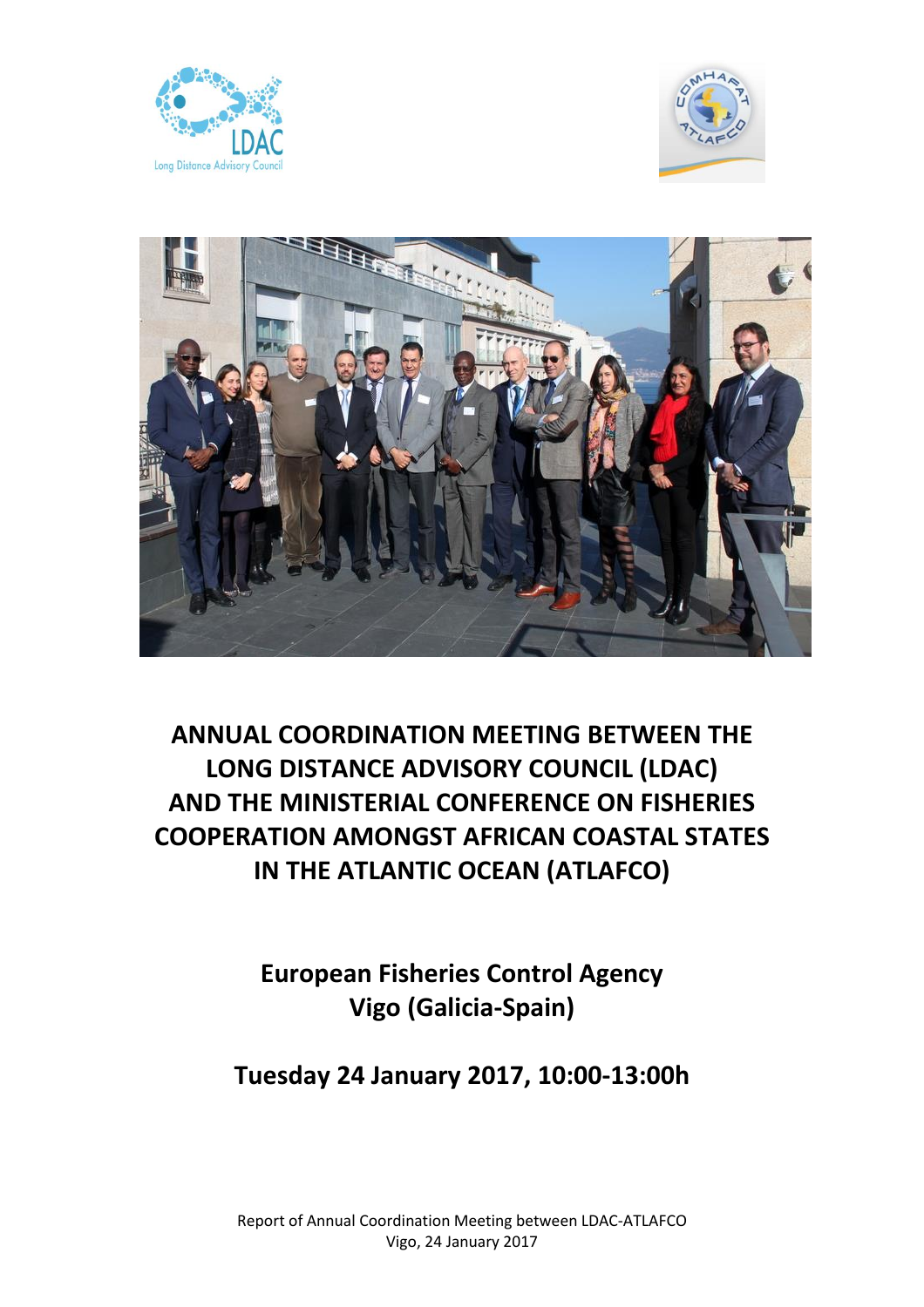Long Distance Advisory Council

# ANNUAL COORDINATION MEETING BETWEEN THE LONG DISTANCE ADVISORY COUNCIL (LDAC) AND THE MINISTERIAL CONFERENCE ON FISHERIES COOPERATION AMONGST AFRICAN COASTAL STATES IN THE ATLANTIC OCEAN (ATLAFCO)

## European Fisheries Control Agency
## Vigo (Galicia-Spain)

## Tuesday 24 January 2017, 10:00-13:00h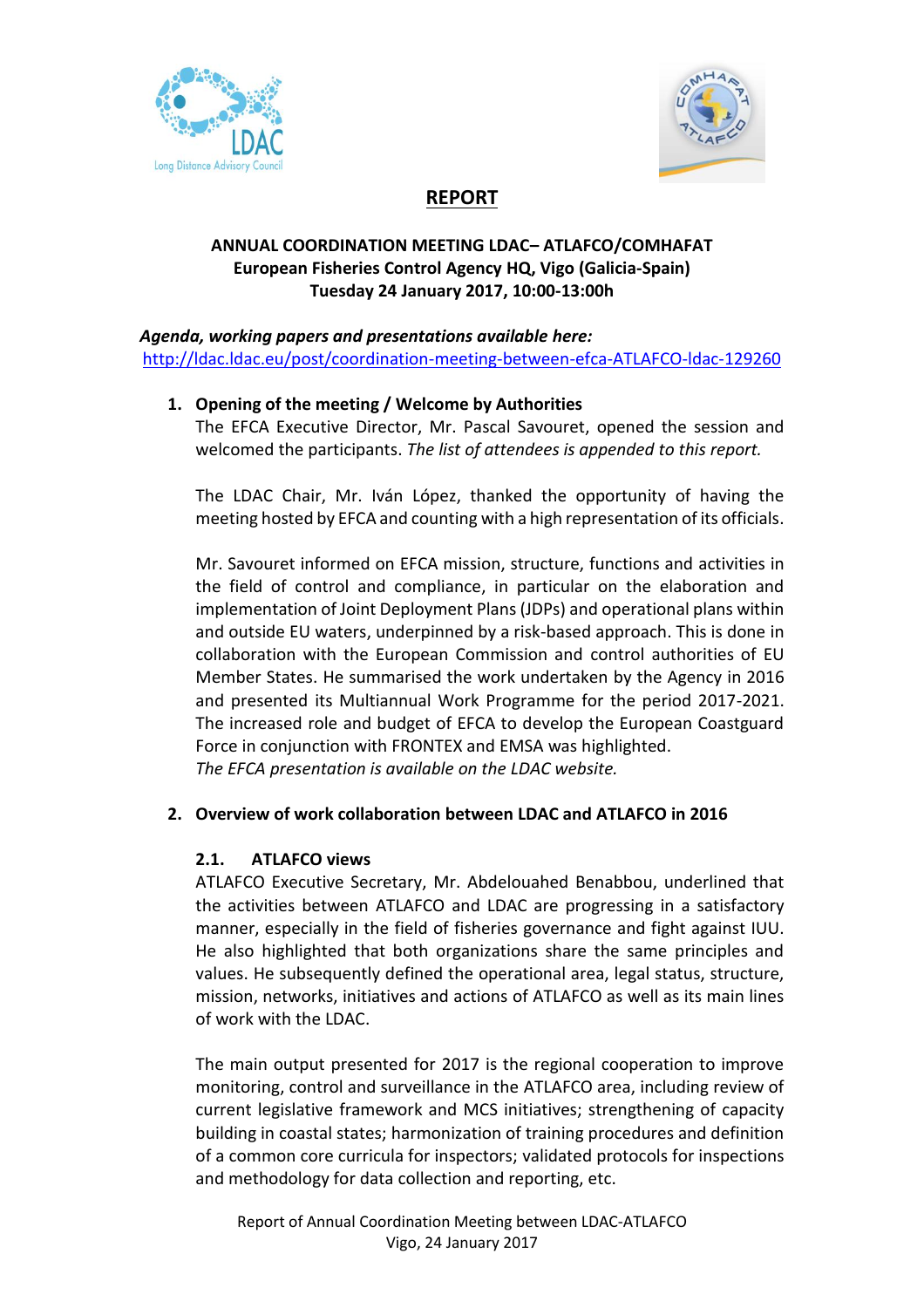# REPORT

**ANNUAL COORDINATION MEETING LDAC– ATLAFCO/COMHAFAT**
**European Fisheries Control Agency HQ, Vigo (Galicia-Spain)**
**Tuesday 24 January 2017, 10:00-13:00h**

***Agenda, working papers and presentations available here:***
http://ldac.ldac.eu/post/coordination-meeting-between-efca-ATLAFCO-ldac-129260

## 1. Opening of the meeting / Welcome by Authorities

The EFCA Executive Director, Mr. Pascal Savouret, opened the session and welcomed the participants. *The list of attendees is appended to this report.*

The LDAC Chair, Mr. Iván López, thanked the opportunity of having the meeting hosted by EFCA and counting with a high representation of its officials.

Mr. Savouret informed on EFCA mission, structure, functions and activities in the field of control and compliance, in particular on the elaboration and implementation of Joint Deployment Plans (JDPs) and operational plans within and outside EU waters, underpinned by a risk-based approach. This is done in collaboration with the European Commission and control authorities of EU Member States. He summarised the work undertaken by the Agency in 2016 and presented its Multiannual Work Programme for the period 2017-2021. The increased role and budget of EFCA to develop the European Coastguard Force in conjunction with FRONTEX and EMSA was highlighted.
*The EFCA presentation is available on the LDAC website.*

## 2. Overview of work collaboration between LDAC and ATLAFCO in 2016

### 2.1. ATLAFCO views

ATLAFCO Executive Secretary, Mr. Abdelouahed Benabbou, underlined that the activities between ATLAFCO and LDAC are progressing in a satisfactory manner, especially in the field of fisheries governance and fight against IUU. He also highlighted that both organizations share the same principles and values. He subsequently defined the operational area, legal status, structure, mission, networks, initiatives and actions of ATLAFCO as well as its main lines of work with the LDAC.

The main output presented for 2017 is the regional cooperation to improve monitoring, control and surveillance in the ATLAFCO area, including review of current legislative framework and MCS initiatives; strengthening of capacity building in coastal states; harmonization of training procedures and definition of a common core curricula for inspectors; validated protocols for inspections and methodology for data collection and reporting, etc.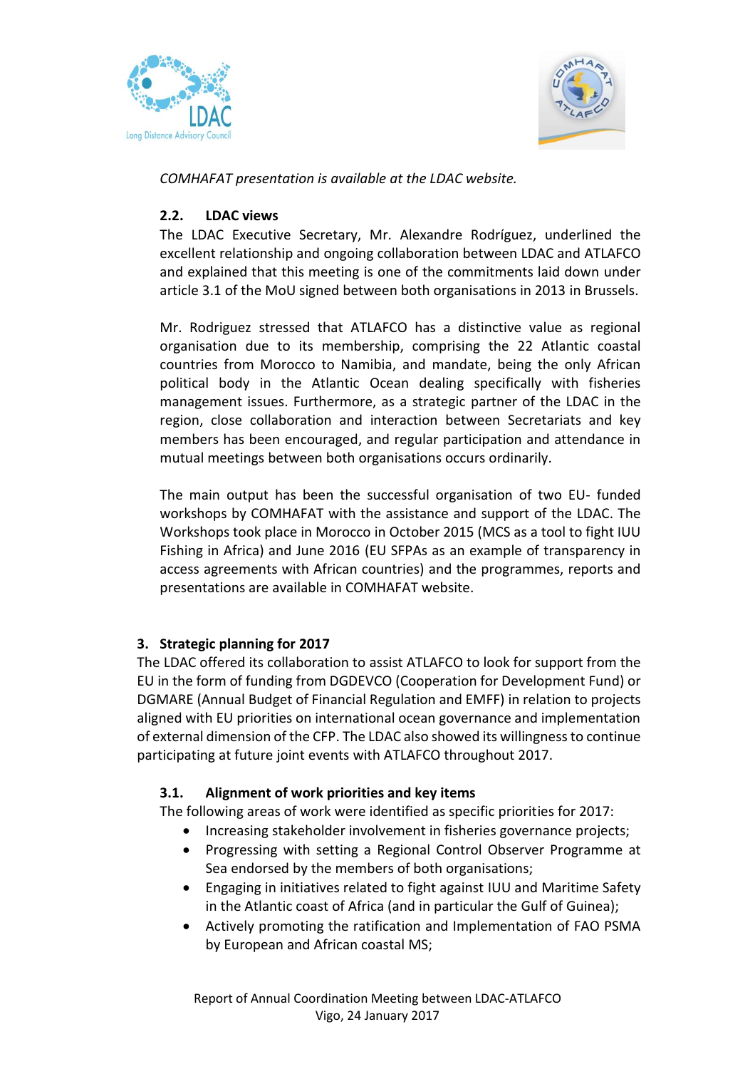*COMHAFAT presentation is available at the LDAC website.*

### 2.2. LDAC views

The LDAC Executive Secretary, Mr. Alexandre Rodríguez, underlined the excellent relationship and ongoing collaboration between LDAC and ATLAFCO and explained that this meeting is one of the commitments laid down under article 3.1 of the MoU signed between both organisations in 2013 in Brussels.

Mr. Rodriguez stressed that ATLAFCO has a distinctive value as regional organisation due to its membership, comprising the 22 Atlantic coastal countries from Morocco to Namibia, and mandate, being the only African political body in the Atlantic Ocean dealing specifically with fisheries management issues. Furthermore, as a strategic partner of the LDAC in the region, close collaboration and interaction between Secretariats and key members has been encouraged, and regular participation and attendance in mutual meetings between both organisations occurs ordinarily.

The main output has been the successful organisation of two EU- funded workshops by COMHAFAT with the assistance and support of the LDAC. The Workshops took place in Morocco in October 2015 (MCS as a tool to fight IUU Fishing in Africa) and June 2016 (EU SFPAs as an example of transparency in access agreements with African countries) and the programmes, reports and presentations are available in COMHAFAT website.

## 3. Strategic planning for 2017

The LDAC offered its collaboration to assist ATLAFCO to look for support from the EU in the form of funding from DGDEVCO (Cooperation for Development Fund) or DGMARE (Annual Budget of Financial Regulation and EMFF) in relation to projects aligned with EU priorities on international ocean governance and implementation of external dimension of the CFP. The LDAC also showed its willingness to continue participating at future joint events with ATLAFCO throughout 2017.

### 3.1. Alignment of work priorities and key items

The following areas of work were identified as specific priorities for 2017:

- Increasing stakeholder involvement in fisheries governance projects;
- Progressing with setting a Regional Control Observer Programme at Sea endorsed by the members of both organisations;
- Engaging in initiatives related to fight against IUU and Maritime Safety in the Atlantic coast of Africa (and in particular the Gulf of Guinea);
- Actively promoting the ratification and Implementation of FAO PSMA by European and African coastal MS;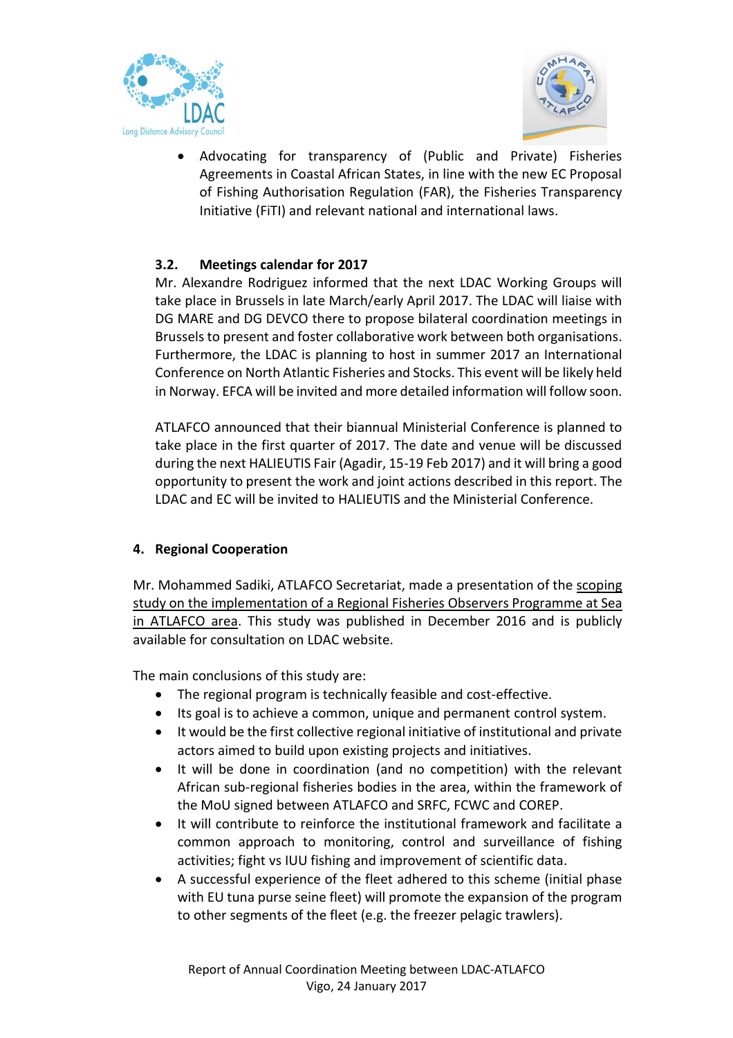- Advocating for transparency of (Public and Private) Fisheries Agreements in Coastal African States, in line with the new EC Proposal of Fishing Authorisation Regulation (FAR), the Fisheries Transparency Initiative (FiTI) and relevant national and international laws.

### 3.2. Meetings calendar for 2017

Mr. Alexandre Rodriguez informed that the next LDAC Working Groups will take place in Brussels in late March/early April 2017. The LDAC will liaise with DG MARE and DG DEVCO there to propose bilateral coordination meetings in Brussels to present and foster collaborative work between both organisations. Furthermore, the LDAC is planning to host in summer 2017 an International Conference on North Atlantic Fisheries and Stocks. This event will be likely held in Norway. EFCA will be invited and more detailed information will follow soon.

ATLAFCO announced that their biannual Ministerial Conference is planned to take place in the first quarter of 2017. The date and venue will be discussed during the next HALIEUTIS Fair (Agadir, 15-19 Feb 2017) and it will bring a good opportunity to present the work and joint actions described in this report. The LDAC and EC will be invited to HALIEUTIS and the Ministerial Conference.

## 4. Regional Cooperation

Mr. Mohammed Sadiki, ATLAFCO Secretariat, made a presentation of the scoping study on the implementation of a Regional Fisheries Observers Programme at Sea in ATLAFCO area. This study was published in December 2016 and is publicly available for consultation on LDAC website.

The main conclusions of this study are:

- The regional program is technically feasible and cost-effective.
- Its goal is to achieve a common, unique and permanent control system.
- It would be the first collective regional initiative of institutional and private actors aimed to build upon existing projects and initiatives.
- It will be done in coordination (and no competition) with the relevant African sub-regional fisheries bodies in the area, within the framework of the MoU signed between ATLAFCO and SRFC, FCWC and COREP.
- It will contribute to reinforce the institutional framework and facilitate a common approach to monitoring, control and surveillance of fishing activities; fight vs IUU fishing and improvement of scientific data.
- A successful experience of the fleet adhered to this scheme (initial phase with EU tuna purse seine fleet) will promote the expansion of the program to other segments of the fleet (e.g. the freezer pelagic trawlers).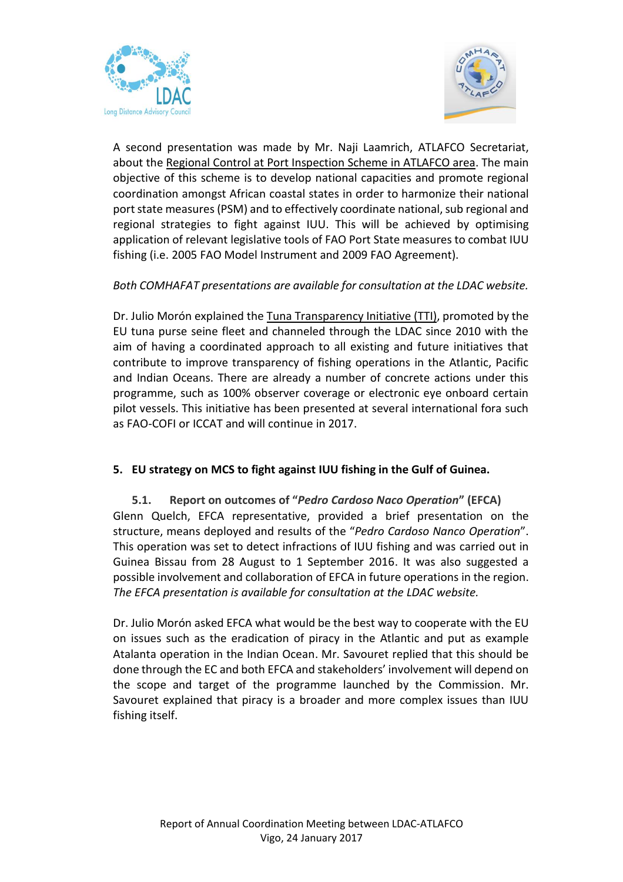A second presentation was made by Mr. Naji Laamrich, ATLAFCO Secretariat, about the Regional Control at Port Inspection Scheme in ATLAFCO area. The main objective of this scheme is to develop national capacities and promote regional coordination amongst African coastal states in order to harmonize their national port state measures (PSM) and to effectively coordinate national, sub regional and regional strategies to fight against IUU. This will be achieved by optimising application of relevant legislative tools of FAO Port State measures to combat IUU fishing (i.e. 2005 FAO Model Instrument and 2009 FAO Agreement).

*Both COMHAFAT presentations are available for consultation at the LDAC website.*

Dr. Julio Morón explained the Tuna Transparency Initiative (TTI), promoted by the EU tuna purse seine fleet and channeled through the LDAC since 2010 with the aim of having a coordinated approach to all existing and future initiatives that contribute to improve transparency of fishing operations in the Atlantic, Pacific and Indian Oceans. There are already a number of concrete actions under this programme, such as 100% observer coverage or electronic eye onboard certain pilot vessels. This initiative has been presented at several international fora such as FAO-COFI or ICCAT and will continue in 2017.

## 5. EU strategy on MCS to fight against IUU fishing in the Gulf of Guinea.

### 5.1. Report on outcomes of "*Pedro Cardoso Naco Operation*" (EFCA)

Glenn Quelch, EFCA representative, provided a brief presentation on the structure, means deployed and results of the "*Pedro Cardoso Nanco Operation*". This operation was set to detect infractions of IUU fishing and was carried out in Guinea Bissau from 28 August to 1 September 2016. It was also suggested a possible involvement and collaboration of EFCA in future operations in the region. *The EFCA presentation is available for consultation at the LDAC website.*

Dr. Julio Morón asked EFCA what would be the best way to cooperate with the EU on issues such as the eradication of piracy in the Atlantic and put as example Atalanta operation in the Indian Ocean. Mr. Savouret replied that this should be done through the EC and both EFCA and stakeholders' involvement will depend on the scope and target of the programme launched by the Commission. Mr. Savouret explained that piracy is a broader and more complex issues than IUU fishing itself.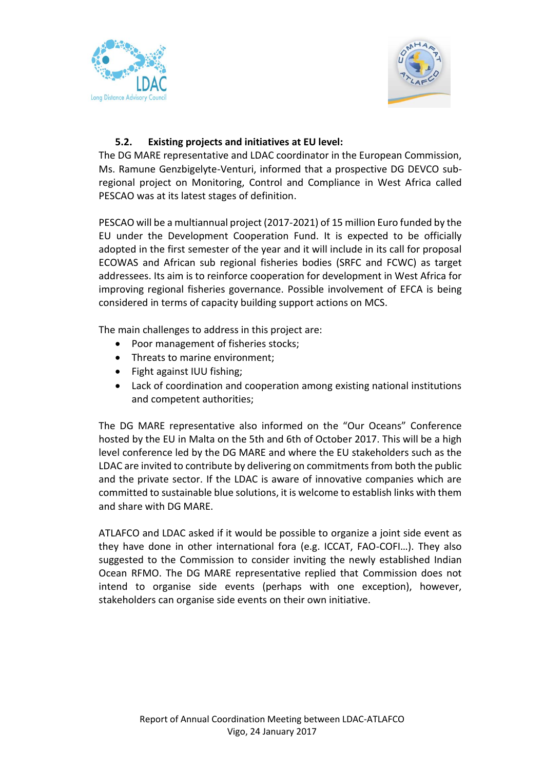### 5.2. Existing projects and initiatives at EU level:

The DG MARE representative and LDAC coordinator in the European Commission, Ms. Ramune Genzbigelyte-Venturi, informed that a prospective DG DEVCO sub-regional project on Monitoring, Control and Compliance in West Africa called PESCAO was at its latest stages of definition.

PESCAO will be a multiannual project (2017-2021) of 15 million Euro funded by the EU under the Development Cooperation Fund. It is expected to be officially adopted in the first semester of the year and it will include in its call for proposal ECOWAS and African sub regional fisheries bodies (SRFC and FCWC) as target addressees. Its aim is to reinforce cooperation for development in West Africa for improving regional fisheries governance. Possible involvement of EFCA is being considered in terms of capacity building support actions on MCS.

The main challenges to address in this project are:

- Poor management of fisheries stocks;
- Threats to marine environment;
- Fight against IUU fishing;
- Lack of coordination and cooperation among existing national institutions and competent authorities;

The DG MARE representative also informed on the "Our Oceans" Conference hosted by the EU in Malta on the 5th and 6th of October 2017. This will be a high level conference led by the DG MARE and where the EU stakeholders such as the LDAC are invited to contribute by delivering on commitments from both the public and the private sector. If the LDAC is aware of innovative companies which are committed to sustainable blue solutions, it is welcome to establish links with them and share with DG MARE.

ATLAFCO and LDAC asked if it would be possible to organize a joint side event as they have done in other international fora (e.g. ICCAT, FAO-COFI…). They also suggested to the Commission to consider inviting the newly established Indian Ocean RFMO. The DG MARE representative replied that Commission does not intend to organise side events (perhaps with one exception), however, stakeholders can organise side events on their own initiative.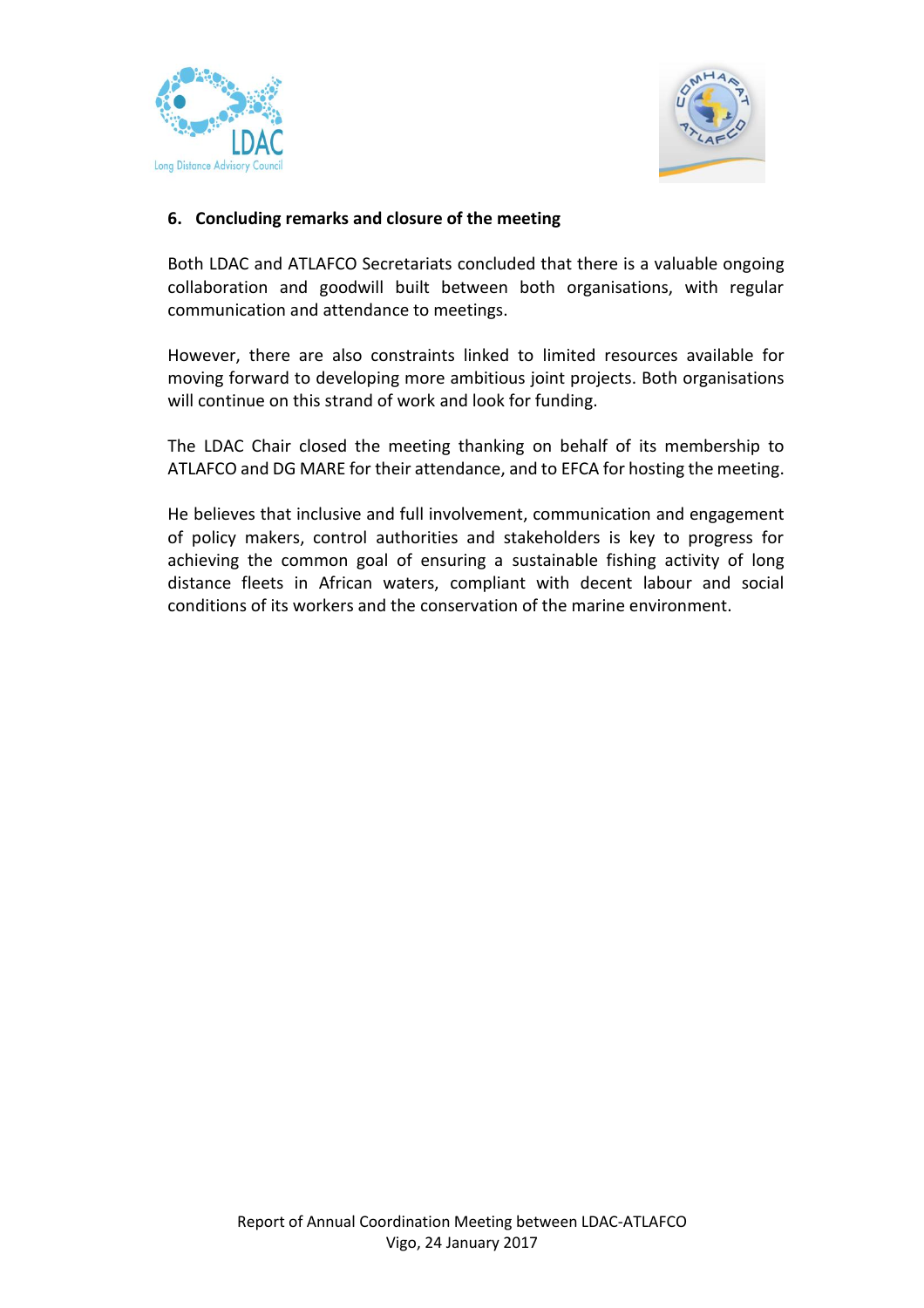## 6. Concluding remarks and closure of the meeting

Both LDAC and ATLAFCO Secretariats concluded that there is a valuable ongoing collaboration and goodwill built between both organisations, with regular communication and attendance to meetings.

However, there are also constraints linked to limited resources available for moving forward to developing more ambitious joint projects. Both organisations will continue on this strand of work and look for funding.

The LDAC Chair closed the meeting thanking on behalf of its membership to ATLAFCO and DG MARE for their attendance, and to EFCA for hosting the meeting.

He believes that inclusive and full involvement, communication and engagement of policy makers, control authorities and stakeholders is key to progress for achieving the common goal of ensuring a sustainable fishing activity of long distance fleets in African waters, compliant with decent labour and social conditions of its workers and the conservation of the marine environment.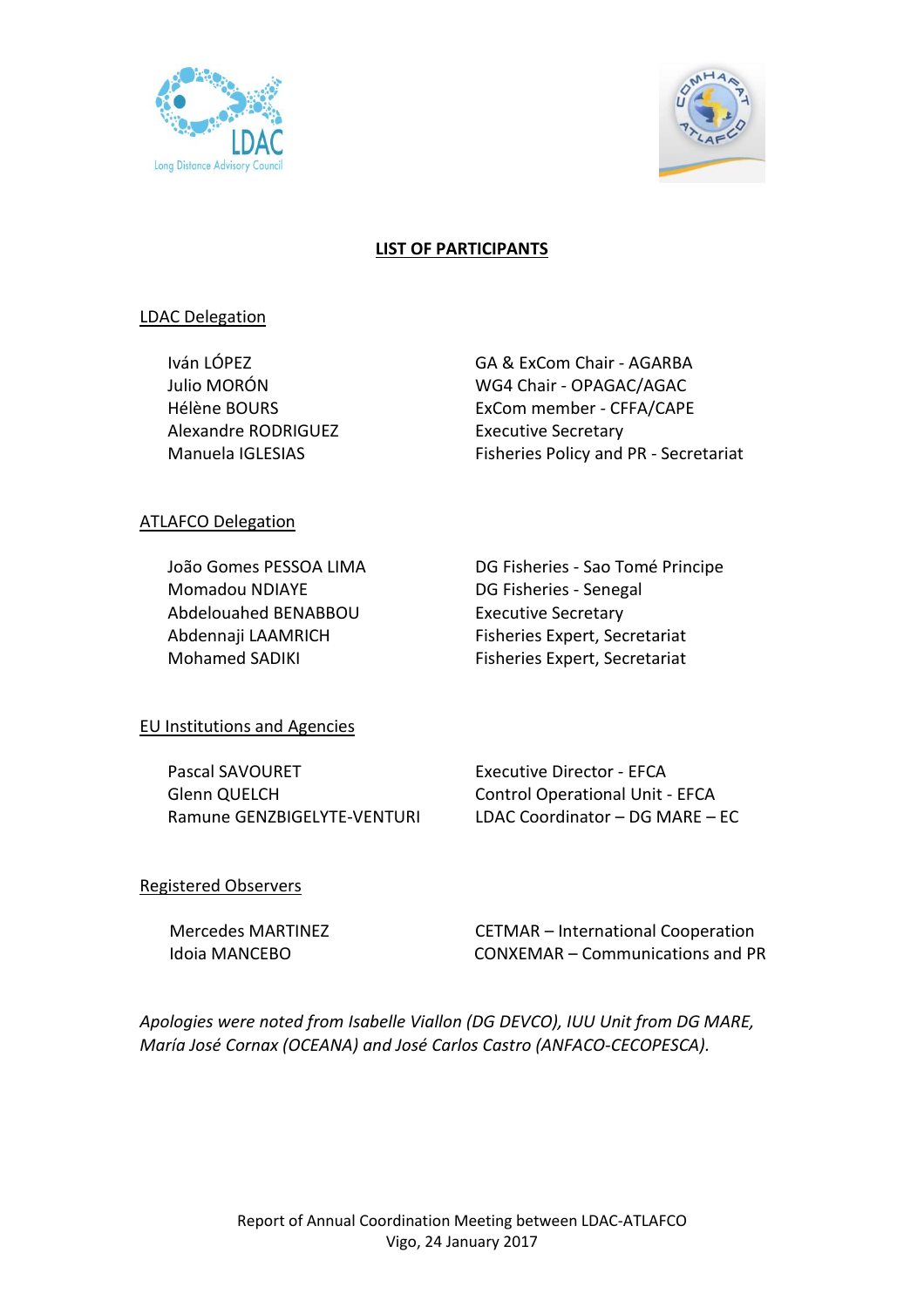# LIST OF PARTICIPANTS

## LDAC Delegation

| | |
|---|---|
| Iván LÓPEZ | GA & ExCom Chair - AGARBA |
| Julio MORÓN | WG4 Chair - OPAGAC/AGAC |
| Hélène BOURS | ExCom member - CFFA/CAPE |
| Alexandre RODRIGUEZ | Executive Secretary |
| Manuela IGLESIAS | Fisheries Policy and PR - Secretariat |

## ATLAFCO Delegation

| | |
|---|---|
| João Gomes PESSOA LIMA | DG Fisheries - Sao Tomé Principe |
| Momadou NDIAYE | DG Fisheries - Senegal |
| Abdelouahed BENABBOU | Executive Secretary |
| Abdennaji LAAMRICH | Fisheries Expert, Secretariat |
| Mohamed SADIKI | Fisheries Expert, Secretariat |

## EU Institutions and Agencies

| | |
|---|---|
| Pascal SAVOURET | Executive Director - EFCA |
| Glenn QUELCH | Control Operational Unit - EFCA |
| Ramune GENZBIGELYTE-VENTURI | LDAC Coordinator – DG MARE – EC |

## Registered Observers

| | |
|---|---|
| Mercedes MARTINEZ | CETMAR – International Cooperation |
| Idoia MANCEBO | CONXEMAR – Communications and PR |

*Apologies were noted from Isabelle Viallon (DG DEVCO), IUU Unit from DG MARE, María José Cornax (OCEANA) and José Carlos Castro (ANFACO-CECOPESCA).*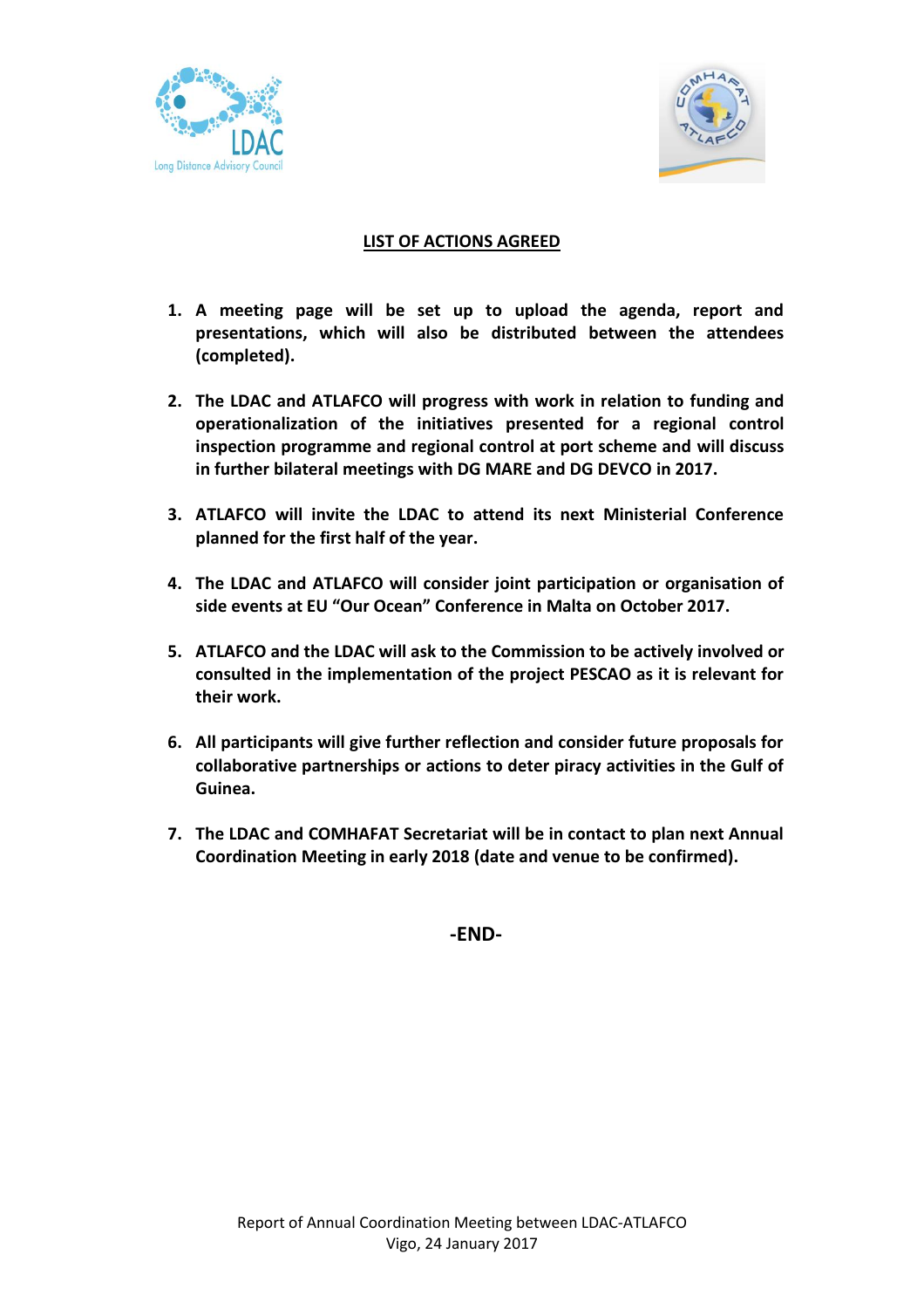**LIST OF ACTIONS AGREED**

1. **A meeting page will be set up to upload the agenda, report and presentations, which will also be distributed between the attendees (completed).**

2. **The LDAC and ATLAFCO will progress with work in relation to funding and operationalization of the initiatives presented for a regional control inspection programme and regional control at port scheme and will discuss in further bilateral meetings with DG MARE and DG DEVCO in 2017.**

3. **ATLAFCO will invite the LDAC to attend its next Ministerial Conference planned for the first half of the year.**

4. **The LDAC and ATLAFCO will consider joint participation or organisation of side events at EU "Our Ocean" Conference in Malta on October 2017.**

5. **ATLAFCO and the LDAC will ask to the Commission to be actively involved or consulted in the implementation of the project PESCAO as it is relevant for their work.**

6. **All participants will give further reflection and consider future proposals for collaborative partnerships or actions to deter piracy activities in the Gulf of Guinea.**

7. **The LDAC and COMHAFAT Secretariat will be in contact to plan next Annual Coordination Meeting in early 2018 (date and venue to be confirmed).**

**-END-**